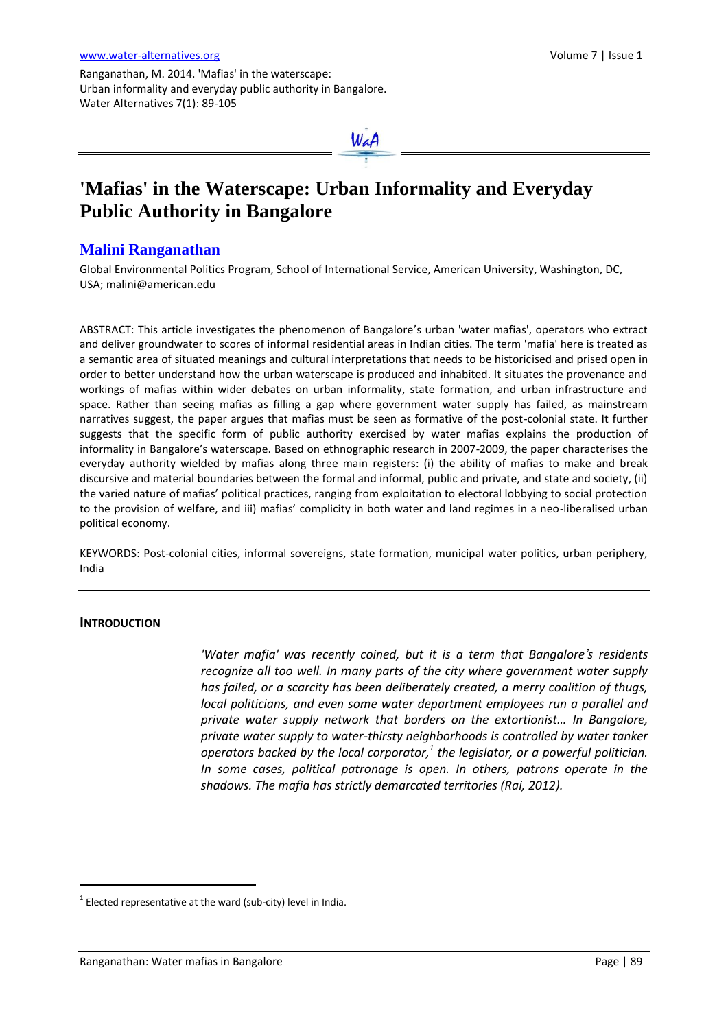# 'Mafias' in the Waterscape: Urban Informality and Everyday Public Authority in Bangalore

## Malini Ranganathan

Global Environmental Politics Program, School of International Service, American University, Washington, DC, USA; malini@american.edu

---

ABSTRACT: This article investigates the phenomenon of Bangalore's urban 'water mafias', operators who extract and deliver groundwater to scores of informal residential areas in Indian cities. The term 'mafia' here is treated as a semantic area of situated meanings and cultural interpretations that needs to be historicised and prised open in order to better understand how the urban waterscape is produced and inhabited. It situates the provenance and workings of mafias within wider debates on urban informality, state formation, and urban infrastructure and space. Rather than seeing mafias as filling a gap where government water supply has failed, as mainstream narratives suggest, the paper argues that mafias must be seen as formative of the post-colonial state. It further suggests that the specific form of public authority exercised by water mafias explains the production of informality in Bangalore's waterscape. Based on ethnographic research in 2007-2009, the paper characterises the everyday authority wielded by mafias along three main registers: (i) the ability of mafias to make and break discursive and material boundaries between the formal and informal, public and private, and state and society, (ii) the varied nature of mafias' political practices, ranging from exploitation to electoral lobbying to social protection to the provision of welfare, and iii) mafias' complicity in both water and land regimes in a neo-liberalised urban political economy.

KEYWORDS: Post-colonial cities, informal sovereigns, state formation, municipal water politics, urban periphery, India

---

## INTRODUCTION

> *'Water mafia' was recently coined, but it is a term that Bangalore's residents recognize all too well. In many parts of the city where government water supply has failed, or a scarcity has been deliberately created, a merry coalition of thugs, local politicians, and even some water department employees run a parallel and private water supply network that borders on the extortionist… In Bangalore, private water supply to water-thirsty neighborhoods is controlled by water tanker operators backed by the local corporator,[1] the legislator, or a powerful politician. In some cases, political patronage is open. In others, patrons operate in the shadows. The mafia has strictly demarcated territories (Rai, 2012).*

---

[1] Elected representative at the ward (sub-city) level in India.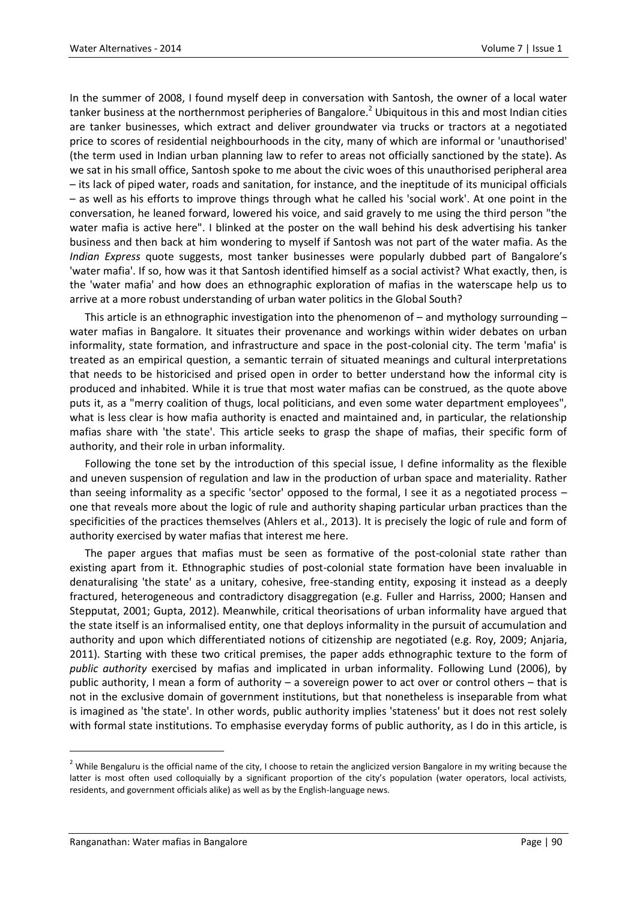In the summer of 2008, I found myself deep in conversation with Santosh, the owner of a local water tanker business at the northernmost peripheries of Bangalore.[2] Ubiquitous in this and most Indian cities are tanker businesses, which extract and deliver groundwater via trucks or tractors at a negotiated price to scores of residential neighbourhoods in the city, many of which are informal or 'unauthorised' (the term used in Indian urban planning law to refer to areas not officially sanctioned by the state). As we sat in his small office, Santosh spoke to me about the civic woes of this unauthorised peripheral area – its lack of piped water, roads and sanitation, for instance, and the ineptitude of its municipal officials – as well as his efforts to improve things through what he called his 'social work'. At one point in the conversation, he leaned forward, lowered his voice, and said gravely to me using the third person "the water mafia is active here". I blinked at the poster on the wall behind his desk advertising his tanker business and then back at him wondering to myself if Santosh was not part of the water mafia. As the *Indian Express* quote suggests, most tanker businesses were popularly dubbed part of Bangalore's 'water mafia'. If so, how was it that Santosh identified himself as a social activist? What exactly, then, is the 'water mafia' and how does an ethnographic exploration of mafias in the waterscape help us to arrive at a more robust understanding of urban water politics in the Global South?

This article is an ethnographic investigation into the phenomenon of – and mythology surrounding – water mafias in Bangalore. It situates their provenance and workings within wider debates on urban informality, state formation, and infrastructure and space in the post-colonial city. The term 'mafia' is treated as an empirical question, a semantic terrain of situated meanings and cultural interpretations that needs to be historicised and prised open in order to better understand how the informal city is produced and inhabited. While it is true that most water mafias can be construed, as the quote above puts it, as a "merry coalition of thugs, local politicians, and even some water department employees", what is less clear is how mafia authority is enacted and maintained and, in particular, the relationship mafias share with 'the state'. This article seeks to grasp the shape of mafias, their specific form of authority, and their role in urban informality.

Following the tone set by the introduction of this special issue, I define informality as the flexible and uneven suspension of regulation and law in the production of urban space and materiality. Rather than seeing informality as a specific 'sector' opposed to the formal, I see it as a negotiated process – one that reveals more about the logic of rule and authority shaping particular urban practices than the specificities of the practices themselves (Ahlers et al., 2013). It is precisely the logic of rule and form of authority exercised by water mafias that interest me here.

The paper argues that mafias must be seen as formative of the post-colonial state rather than existing apart from it. Ethnographic studies of post-colonial state formation have been invaluable in denaturalising 'the state' as a unitary, cohesive, free-standing entity, exposing it instead as a deeply fractured, heterogeneous and contradictory disaggregation (e.g. Fuller and Harriss, 2000; Hansen and Stepputat, 2001; Gupta, 2012). Meanwhile, critical theorisations of urban informality have argued that the state itself is an informalised entity, one that deploys informality in the pursuit of accumulation and authority and upon which differentiated notions of citizenship are negotiated (e.g. Roy, 2009; Anjaria, 2011). Starting with these two critical premises, the paper adds ethnographic texture to the form of *public authority* exercised by mafias and implicated in urban informality. Following Lund (2006), by public authority, I mean a form of authority – a sovereign power to act over or control others – that is not in the exclusive domain of government institutions, but that nonetheless is inseparable from what is imagined as 'the state'. In other words, public authority implies 'stateness' but it does not rest solely with formal state institutions. To emphasise everyday forms of public authority, as I do in this article, is

[2] While Bengaluru is the official name of the city, I choose to retain the anglicized version Bangalore in my writing because the latter is most often used colloquially by a significant proportion of the city's population (water operators, local activists, residents, and government officials alike) as well as by the English-language news.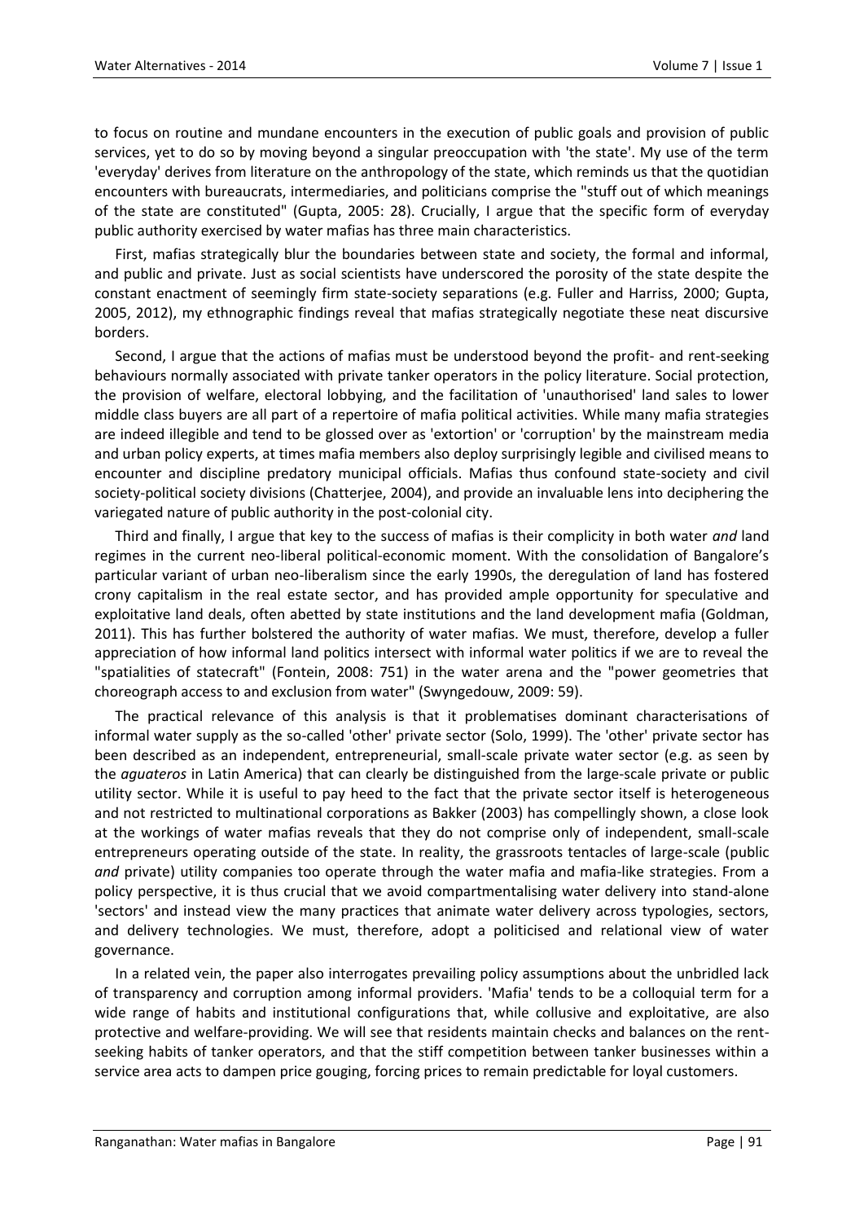to focus on routine and mundane encounters in the execution of public goals and provision of public services, yet to do so by moving beyond a singular preoccupation with 'the state'. My use of the term 'everyday' derives from literature on the anthropology of the state, which reminds us that the quotidian encounters with bureaucrats, intermediaries, and politicians comprise the "stuff out of which meanings of the state are constituted" (Gupta, 2005: 28). Crucially, I argue that the specific form of everyday public authority exercised by water mafias has three main characteristics.

First, mafias strategically blur the boundaries between state and society, the formal and informal, and public and private. Just as social scientists have underscored the porosity of the state despite the constant enactment of seemingly firm state-society separations (e.g. Fuller and Harriss, 2000; Gupta, 2005, 2012), my ethnographic findings reveal that mafias strategically negotiate these neat discursive borders.

Second, I argue that the actions of mafias must be understood beyond the profit- and rent-seeking behaviours normally associated with private tanker operators in the policy literature. Social protection, the provision of welfare, electoral lobbying, and the facilitation of 'unauthorised' land sales to lower middle class buyers are all part of a repertoire of mafia political activities. While many mafia strategies are indeed illegible and tend to be glossed over as 'extortion' or 'corruption' by the mainstream media and urban policy experts, at times mafia members also deploy surprisingly legible and civilised means to encounter and discipline predatory municipal officials. Mafias thus confound state-society and civil society-political society divisions (Chatterjee, 2004), and provide an invaluable lens into deciphering the variegated nature of public authority in the post-colonial city.

Third and finally, I argue that key to the success of mafias is their complicity in both water *and* land regimes in the current neo-liberal political-economic moment. With the consolidation of Bangalore's particular variant of urban neo-liberalism since the early 1990s, the deregulation of land has fostered crony capitalism in the real estate sector, and has provided ample opportunity for speculative and exploitative land deals, often abetted by state institutions and the land development mafia (Goldman, 2011). This has further bolstered the authority of water mafias. We must, therefore, develop a fuller appreciation of how informal land politics intersect with informal water politics if we are to reveal the "spatialities of statecraft" (Fontein, 2008: 751) in the water arena and the "power geometries that choreograph access to and exclusion from water" (Swyngedouw, 2009: 59).

The practical relevance of this analysis is that it problematises dominant characterisations of informal water supply as the so-called 'other' private sector (Solo, 1999). The 'other' private sector has been described as an independent, entrepreneurial, small-scale private water sector (e.g. as seen by the *aguateros* in Latin America) that can clearly be distinguished from the large-scale private or public utility sector. While it is useful to pay heed to the fact that the private sector itself is heterogeneous and not restricted to multinational corporations as Bakker (2003) has compellingly shown, a close look at the workings of water mafias reveals that they do not comprise only of independent, small-scale entrepreneurs operating outside of the state. In reality, the grassroots tentacles of large-scale (public *and* private) utility companies too operate through the water mafia and mafia-like strategies. From a policy perspective, it is thus crucial that we avoid compartmentalising water delivery into stand-alone 'sectors' and instead view the many practices that animate water delivery across typologies, sectors, and delivery technologies. We must, therefore, adopt a politicised and relational view of water governance.

In a related vein, the paper also interrogates prevailing policy assumptions about the unbridled lack of transparency and corruption among informal providers. 'Mafia' tends to be a colloquial term for a wide range of habits and institutional configurations that, while collusive and exploitative, are also protective and welfare-providing. We will see that residents maintain checks and balances on the rent-seeking habits of tanker operators, and that the stiff competition between tanker businesses within a service area acts to dampen price gouging, forcing prices to remain predictable for loyal customers.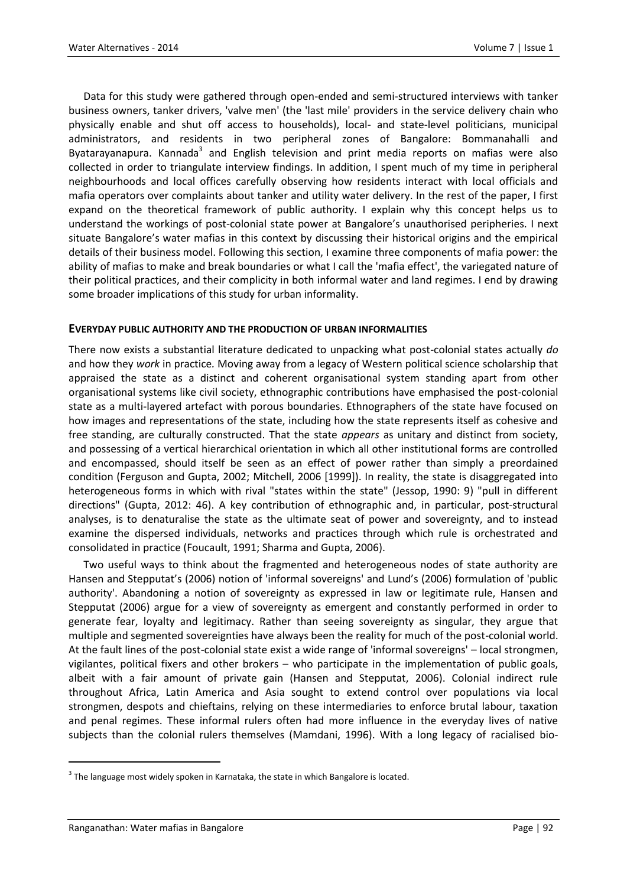Data for this study were gathered through open-ended and semi-structured interviews with tanker business owners, tanker drivers, 'valve men' (the 'last mile' providers in the service delivery chain who physically enable and shut off access to households), local- and state-level politicians, municipal administrators, and residents in two peripheral zones of Bangalore: Bommanahalli and Byatarayanapura. Kannada[3] and English television and print media reports on mafias were also collected in order to triangulate interview findings. In addition, I spent much of my time in peripheral neighbourhoods and local offices carefully observing how residents interact with local officials and mafia operators over complaints about tanker and utility water delivery. In the rest of the paper, I first expand on the theoretical framework of public authority. I explain why this concept helps us to understand the workings of post-colonial state power at Bangalore's unauthorised peripheries. I next situate Bangalore's water mafias in this context by discussing their historical origins and the empirical details of their business model. Following this section, I examine three components of mafia power: the ability of mafias to make and break boundaries or what I call the 'mafia effect', the variegated nature of their political practices, and their complicity in both informal water and land regimes. I end by drawing some broader implications of this study for urban informality.

## EVERYDAY PUBLIC AUTHORITY AND THE PRODUCTION OF URBAN INFORMALITIES

There now exists a substantial literature dedicated to unpacking what post-colonial states actually *do* and how they *work* in practice. Moving away from a legacy of Western political science scholarship that appraised the state as a distinct and coherent organisational system standing apart from other organisational systems like civil society, ethnographic contributions have emphasised the post-colonial state as a multi-layered artefact with porous boundaries. Ethnographers of the state have focused on how images and representations of the state, including how the state represents itself as cohesive and free standing, are culturally constructed. That the state *appears* as unitary and distinct from society, and possessing of a vertical hierarchical orientation in which all other institutional forms are controlled and encompassed, should itself be seen as an effect of power rather than simply a preordained condition (Ferguson and Gupta, 2002; Mitchell, 2006 [1999]). In reality, the state is disaggregated into heterogeneous forms in which with rival "states within the state" (Jessop, 1990: 9) "pull in different directions" (Gupta, 2012: 46). A key contribution of ethnographic and, in particular, post-structural analyses, is to denaturalise the state as the ultimate seat of power and sovereignty, and to instead examine the dispersed individuals, networks and practices through which rule is orchestrated and consolidated in practice (Foucault, 1991; Sharma and Gupta, 2006).

Two useful ways to think about the fragmented and heterogeneous nodes of state authority are Hansen and Stepputat's (2006) notion of 'informal sovereigns' and Lund's (2006) formulation of 'public authority'. Abandoning a notion of sovereignty as expressed in law or legitimate rule, Hansen and Stepputat (2006) argue for a view of sovereignty as emergent and constantly performed in order to generate fear, loyalty and legitimacy. Rather than seeing sovereignty as singular, they argue that multiple and segmented sovereignties have always been the reality for much of the post-colonial world. At the fault lines of the post-colonial state exist a wide range of 'informal sovereigns' – local strongmen, vigilantes, political fixers and other brokers – who participate in the implementation of public goals, albeit with a fair amount of private gain (Hansen and Stepputat, 2006). Colonial indirect rule throughout Africa, Latin America and Asia sought to extend control over populations via local strongmen, despots and chieftains, relying on these intermediaries to enforce brutal labour, taxation and penal regimes. These informal rulers often had more influence in the everyday lives of native subjects than the colonial rulers themselves (Mamdani, 1996). With a long legacy of racialised bio-

[3] The language most widely spoken in Karnataka, the state in which Bangalore is located.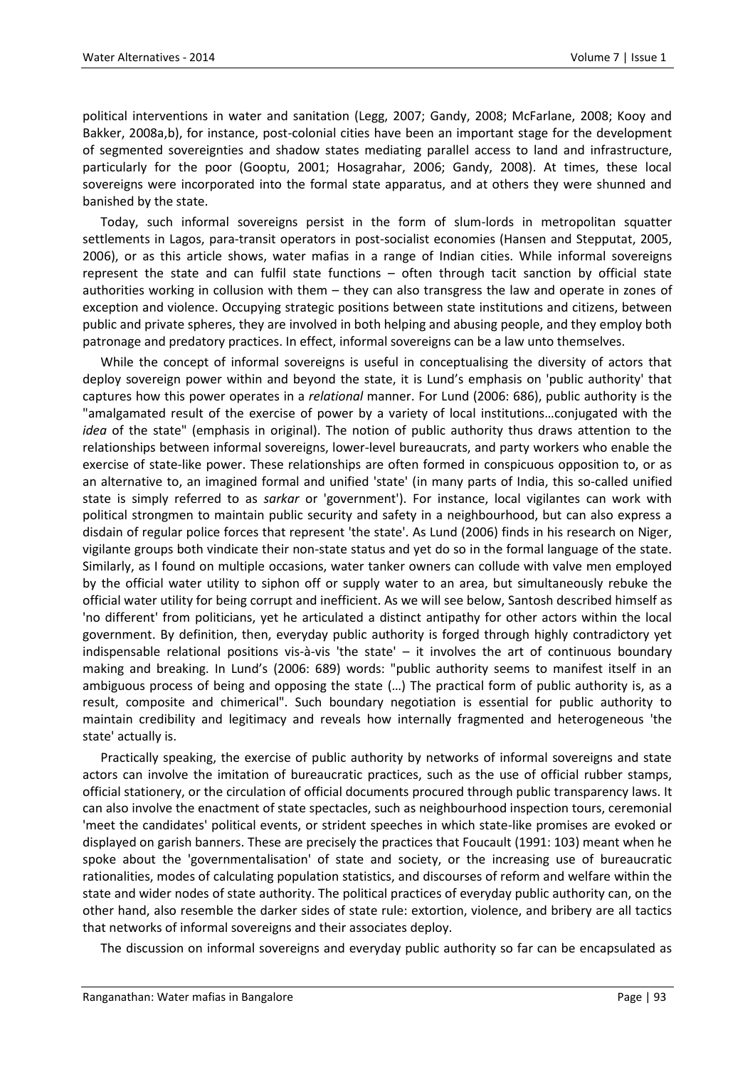political interventions in water and sanitation (Legg, 2007; Gandy, 2008; McFarlane, 2008; Kooy and Bakker, 2008a,b), for instance, post-colonial cities have been an important stage for the development of segmented sovereignties and shadow states mediating parallel access to land and infrastructure, particularly for the poor (Gooptu, 2001; Hosagrahar, 2006; Gandy, 2008). At times, these local sovereigns were incorporated into the formal state apparatus, and at others they were shunned and banished by the state.

Today, such informal sovereigns persist in the form of slum-lords in metropolitan squatter settlements in Lagos, para-transit operators in post-socialist economies (Hansen and Stepputat, 2005, 2006), or as this article shows, water mafias in a range of Indian cities. While informal sovereigns represent the state and can fulfil state functions – often through tacit sanction by official state authorities working in collusion with them – they can also transgress the law and operate in zones of exception and violence. Occupying strategic positions between state institutions and citizens, between public and private spheres, they are involved in both helping and abusing people, and they employ both patronage and predatory practices. In effect, informal sovereigns can be a law unto themselves.

While the concept of informal sovereigns is useful in conceptualising the diversity of actors that deploy sovereign power within and beyond the state, it is Lund's emphasis on 'public authority' that captures how this power operates in a *relational* manner. For Lund (2006: 686), public authority is the "amalgamated result of the exercise of power by a variety of local institutions…conjugated with the *idea* of the state" (emphasis in original). The notion of public authority thus draws attention to the relationships between informal sovereigns, lower-level bureaucrats, and party workers who enable the exercise of state-like power. These relationships are often formed in conspicuous opposition to, or as an alternative to, an imagined formal and unified 'state' (in many parts of India, this so-called unified state is simply referred to as *sarkar* or 'government'). For instance, local vigilantes can work with political strongmen to maintain public security and safety in a neighbourhood, but can also express a disdain of regular police forces that represent 'the state'. As Lund (2006) finds in his research on Niger, vigilante groups both vindicate their non-state status and yet do so in the formal language of the state. Similarly, as I found on multiple occasions, water tanker owners can collude with valve men employed by the official water utility to siphon off or supply water to an area, but simultaneously rebuke the official water utility for being corrupt and inefficient. As we will see below, Santosh described himself as 'no different' from politicians, yet he articulated a distinct antipathy for other actors within the local government. By definition, then, everyday public authority is forged through highly contradictory yet indispensable relational positions vis-à-vis 'the state' – it involves the art of continuous boundary making and breaking. In Lund's (2006: 689) words: "public authority seems to manifest itself in an ambiguous process of being and opposing the state (…) The practical form of public authority is, as a result, composite and chimerical". Such boundary negotiation is essential for public authority to maintain credibility and legitimacy and reveals how internally fragmented and heterogeneous 'the state' actually is.

Practically speaking, the exercise of public authority by networks of informal sovereigns and state actors can involve the imitation of bureaucratic practices, such as the use of official rubber stamps, official stationery, or the circulation of official documents procured through public transparency laws. It can also involve the enactment of state spectacles, such as neighbourhood inspection tours, ceremonial 'meet the candidates' political events, or strident speeches in which state-like promises are evoked or displayed on garish banners. These are precisely the practices that Foucault (1991: 103) meant when he spoke about the 'governmentalisation' of state and society, or the increasing use of bureaucratic rationalities, modes of calculating population statistics, and discourses of reform and welfare within the state and wider nodes of state authority. The political practices of everyday public authority can, on the other hand, also resemble the darker sides of state rule: extortion, violence, and bribery are all tactics that networks of informal sovereigns and their associates deploy.

The discussion on informal sovereigns and everyday public authority so far can be encapsulated as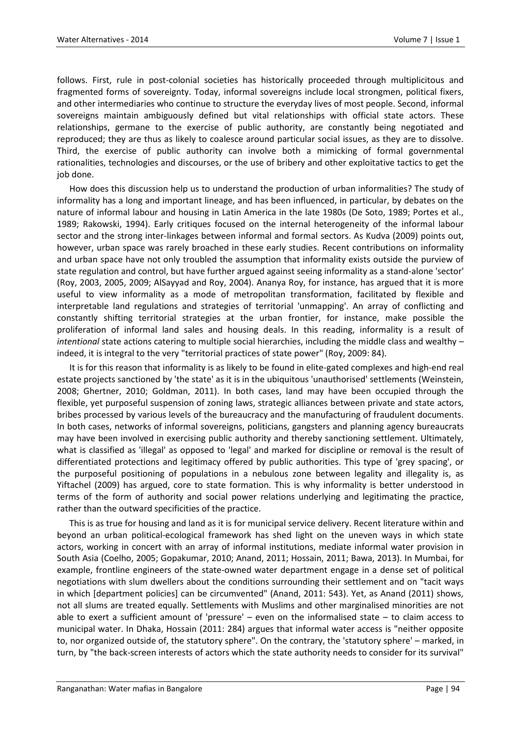follows. First, rule in post-colonial societies has historically proceeded through multiplicitous and fragmented forms of sovereignty. Today, informal sovereigns include local strongmen, political fixers, and other intermediaries who continue to structure the everyday lives of most people. Second, informal sovereigns maintain ambiguously defined but vital relationships with official state actors. These relationships, germane to the exercise of public authority, are constantly being negotiated and reproduced; they are thus as likely to coalesce around particular social issues, as they are to dissolve. Third, the exercise of public authority can involve both a mimicking of formal governmental rationalities, technologies and discourses, or the use of bribery and other exploitative tactics to get the job done.

How does this discussion help us to understand the production of urban informalities? The study of informality has a long and important lineage, and has been influenced, in particular, by debates on the nature of informal labour and housing in Latin America in the late 1980s (De Soto, 1989; Portes et al., 1989; Rakowski, 1994). Early critiques focused on the internal heterogeneity of the informal labour sector and the strong inter-linkages between informal and formal sectors. As Kudva (2009) points out, however, urban space was rarely broached in these early studies. Recent contributions on informality and urban space have not only troubled the assumption that informality exists outside the purview of state regulation and control, but have further argued against seeing informality as a stand-alone 'sector' (Roy, 2003, 2005, 2009; AlSayyad and Roy, 2004). Ananya Roy, for instance, has argued that it is more useful to view informality as a mode of metropolitan transformation, facilitated by flexible and interpretable land regulations and strategies of territorial 'unmapping'. An array of conflicting and constantly shifting territorial strategies at the urban frontier, for instance, make possible the proliferation of informal land sales and housing deals. In this reading, informality is a result of *intentional* state actions catering to multiple social hierarchies, including the middle class and wealthy – indeed, it is integral to the very "territorial practices of state power" (Roy, 2009: 84).

It is for this reason that informality is as likely to be found in elite-gated complexes and high-end real estate projects sanctioned by 'the state' as it is in the ubiquitous 'unauthorised' settlements (Weinstein, 2008; Ghertner, 2010; Goldman, 2011). In both cases, land may have been occupied through the flexible, yet purposeful suspension of zoning laws, strategic alliances between private and state actors, bribes processed by various levels of the bureaucracy and the manufacturing of fraudulent documents. In both cases, networks of informal sovereigns, politicians, gangsters and planning agency bureaucrats may have been involved in exercising public authority and thereby sanctioning settlement. Ultimately, what is classified as 'illegal' as opposed to 'legal' and marked for discipline or removal is the result of differentiated protections and legitimacy offered by public authorities. This type of 'grey spacing', or the purposeful positioning of populations in a nebulous zone between legality and illegality is, as Yiftachel (2009) has argued, core to state formation. This is why informality is better understood in terms of the form of authority and social power relations underlying and legitimating the practice, rather than the outward specificities of the practice.

This is as true for housing and land as it is for municipal service delivery. Recent literature within and beyond an urban political-ecological framework has shed light on the uneven ways in which state actors, working in concert with an array of informal institutions, mediate informal water provision in South Asia (Coelho, 2005; Gopakumar, 2010; Anand, 2011; Hossain, 2011; Bawa, 2013). In Mumbai, for example, frontline engineers of the state-owned water department engage in a dense set of political negotiations with slum dwellers about the conditions surrounding their settlement and on "tacit ways in which [department policies] can be circumvented" (Anand, 2011: 543). Yet, as Anand (2011) shows, not all slums are treated equally. Settlements with Muslims and other marginalised minorities are not able to exert a sufficient amount of 'pressure' – even on the informalised state – to claim access to municipal water. In Dhaka, Hossain (2011: 284) argues that informal water access is "neither opposite to, nor organized outside of, the statutory sphere". On the contrary, the 'statutory sphere' – marked, in turn, by "the back-screen interests of actors which the state authority needs to consider for its survival"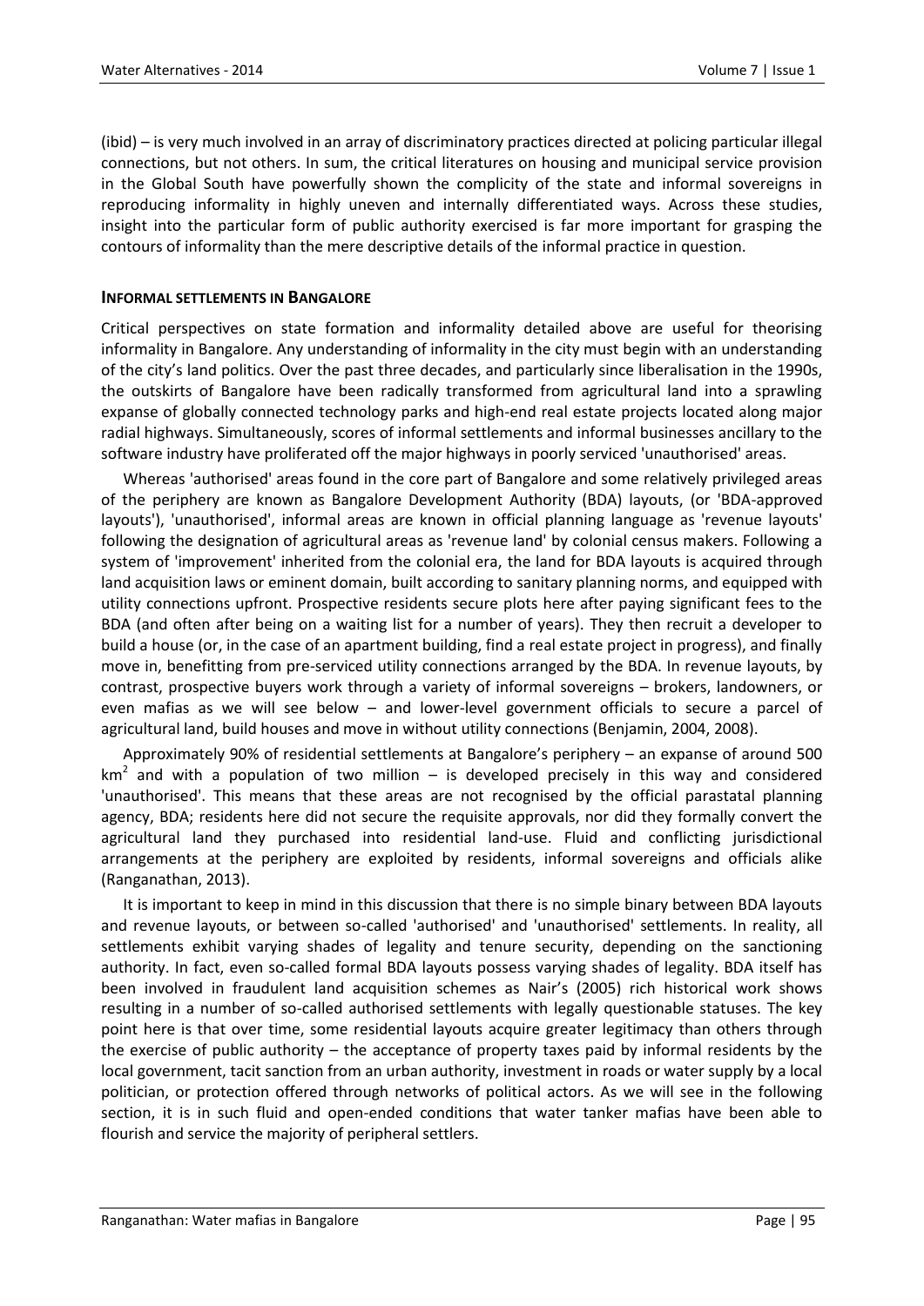(ibid) – is very much involved in an array of discriminatory practices directed at policing particular illegal connections, but not others. In sum, the critical literatures on housing and municipal service provision in the Global South have powerfully shown the complicity of the state and informal sovereigns in reproducing informality in highly uneven and internally differentiated ways. Across these studies, insight into the particular form of public authority exercised is far more important for grasping the contours of informality than the mere descriptive details of the informal practice in question.

## INFORMAL SETTLEMENTS IN BANGALORE

Critical perspectives on state formation and informality detailed above are useful for theorising informality in Bangalore. Any understanding of informality in the city must begin with an understanding of the city's land politics. Over the past three decades, and particularly since liberalisation in the 1990s, the outskirts of Bangalore have been radically transformed from agricultural land into a sprawling expanse of globally connected technology parks and high-end real estate projects located along major radial highways. Simultaneously, scores of informal settlements and informal businesses ancillary to the software industry have proliferated off the major highways in poorly serviced 'unauthorised' areas.

Whereas 'authorised' areas found in the core part of Bangalore and some relatively privileged areas of the periphery are known as Bangalore Development Authority (BDA) layouts, (or 'BDA-approved layouts'), 'unauthorised', informal areas are known in official planning language as 'revenue layouts' following the designation of agricultural areas as 'revenue land' by colonial census makers. Following a system of 'improvement' inherited from the colonial era, the land for BDA layouts is acquired through land acquisition laws or eminent domain, built according to sanitary planning norms, and equipped with utility connections upfront. Prospective residents secure plots here after paying significant fees to the BDA (and often after being on a waiting list for a number of years). They then recruit a developer to build a house (or, in the case of an apartment building, find a real estate project in progress), and finally move in, benefitting from pre-serviced utility connections arranged by the BDA. In revenue layouts, by contrast, prospective buyers work through a variety of informal sovereigns – brokers, landowners, or even mafias as we will see below – and lower-level government officials to secure a parcel of agricultural land, build houses and move in without utility connections (Benjamin, 2004, 2008).

Approximately 90% of residential settlements at Bangalore's periphery – an expanse of around 500 km$^2$ and with a population of two million – is developed precisely in this way and considered 'unauthorised'. This means that these areas are not recognised by the official parastatal planning agency, BDA; residents here did not secure the requisite approvals, nor did they formally convert the agricultural land they purchased into residential land-use. Fluid and conflicting jurisdictional arrangements at the periphery are exploited by residents, informal sovereigns and officials alike (Ranganathan, 2013).

It is important to keep in mind in this discussion that there is no simple binary between BDA layouts and revenue layouts, or between so-called 'authorised' and 'unauthorised' settlements. In reality, all settlements exhibit varying shades of legality and tenure security, depending on the sanctioning authority. In fact, even so-called formal BDA layouts possess varying shades of legality. BDA itself has been involved in fraudulent land acquisition schemes as Nair's (2005) rich historical work shows resulting in a number of so-called authorised settlements with legally questionable statuses. The key point here is that over time, some residential layouts acquire greater legitimacy than others through the exercise of public authority – the acceptance of property taxes paid by informal residents by the local government, tacit sanction from an urban authority, investment in roads or water supply by a local politician, or protection offered through networks of political actors. As we will see in the following section, it is in such fluid and open-ended conditions that water tanker mafias have been able to flourish and service the majority of peripheral settlers.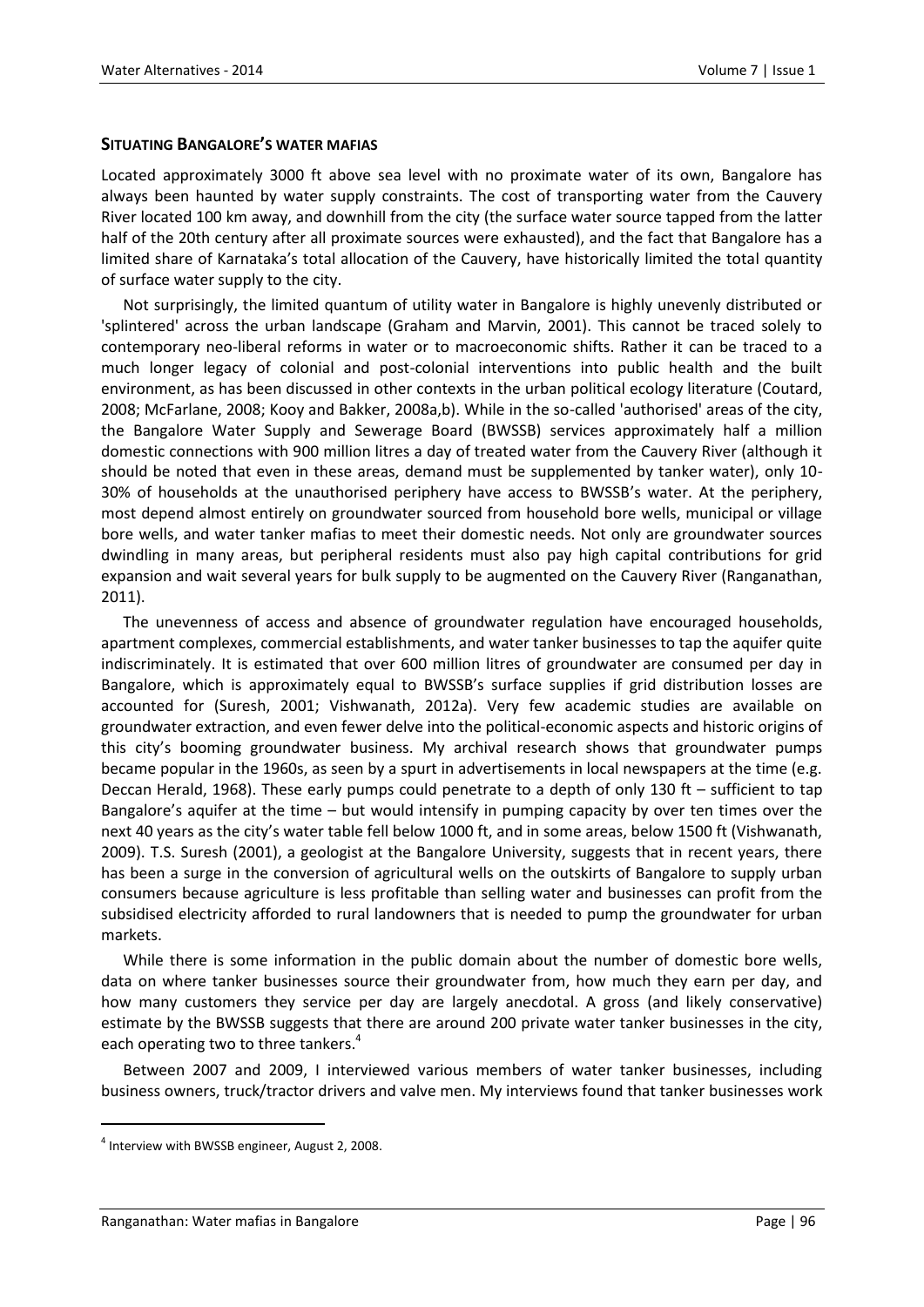### SITUATING BANGALORE'S WATER MAFIAS

Located approximately 3000 ft above sea level with no proximate water of its own, Bangalore has always been haunted by water supply constraints. The cost of transporting water from the Cauvery River located 100 km away, and downhill from the city (the surface water source tapped from the latter half of the 20th century after all proximate sources were exhausted), and the fact that Bangalore has a limited share of Karnataka's total allocation of the Cauvery, have historically limited the total quantity of surface water supply to the city.

Not surprisingly, the limited quantum of utility water in Bangalore is highly unevenly distributed or 'splintered' across the urban landscape (Graham and Marvin, 2001). This cannot be traced solely to contemporary neo-liberal reforms in water or to macroeconomic shifts. Rather it can be traced to a much longer legacy of colonial and post-colonial interventions into public health and the built environment, as has been discussed in other contexts in the urban political ecology literature (Coutard, 2008; McFarlane, 2008; Kooy and Bakker, 2008a,b). While in the so-called 'authorised' areas of the city, the Bangalore Water Supply and Sewerage Board (BWSSB) services approximately half a million domestic connections with 900 million litres a day of treated water from the Cauvery River (although it should be noted that even in these areas, demand must be supplemented by tanker water), only 10-30% of households at the unauthorised periphery have access to BWSSB's water. At the periphery, most depend almost entirely on groundwater sourced from household bore wells, municipal or village bore wells, and water tanker mafias to meet their domestic needs. Not only are groundwater sources dwindling in many areas, but peripheral residents must also pay high capital contributions for grid expansion and wait several years for bulk supply to be augmented on the Cauvery River (Ranganathan, 2011).

The unevenness of access and absence of groundwater regulation have encouraged households, apartment complexes, commercial establishments, and water tanker businesses to tap the aquifer quite indiscriminately. It is estimated that over 600 million litres of groundwater are consumed per day in Bangalore, which is approximately equal to BWSSB's surface supplies if grid distribution losses are accounted for (Suresh, 2001; Vishwanath, 2012a). Very few academic studies are available on groundwater extraction, and even fewer delve into the political-economic aspects and historic origins of this city's booming groundwater business. My archival research shows that groundwater pumps became popular in the 1960s, as seen by a spurt in advertisements in local newspapers at the time (e.g. Deccan Herald, 1968). These early pumps could penetrate to a depth of only 130 ft – sufficient to tap Bangalore's aquifer at the time – but would intensify in pumping capacity by over ten times over the next 40 years as the city's water table fell below 1000 ft, and in some areas, below 1500 ft (Vishwanath, 2009). T.S. Suresh (2001), a geologist at the Bangalore University, suggests that in recent years, there has been a surge in the conversion of agricultural wells on the outskirts of Bangalore to supply urban consumers because agriculture is less profitable than selling water and businesses can profit from the subsidised electricity afforded to rural landowners that is needed to pump the groundwater for urban markets.

While there is some information in the public domain about the number of domestic bore wells, data on where tanker businesses source their groundwater from, how much they earn per day, and how many customers they service per day are largely anecdotal. A gross (and likely conservative) estimate by the BWSSB suggests that there are around 200 private water tanker businesses in the city, each operating two to three tankers.[4]

Between 2007 and 2009, I interviewed various members of water tanker businesses, including business owners, truck/tractor drivers and valve men. My interviews found that tanker businesses work

---

[4] Interview with BWSSB engineer, August 2, 2008.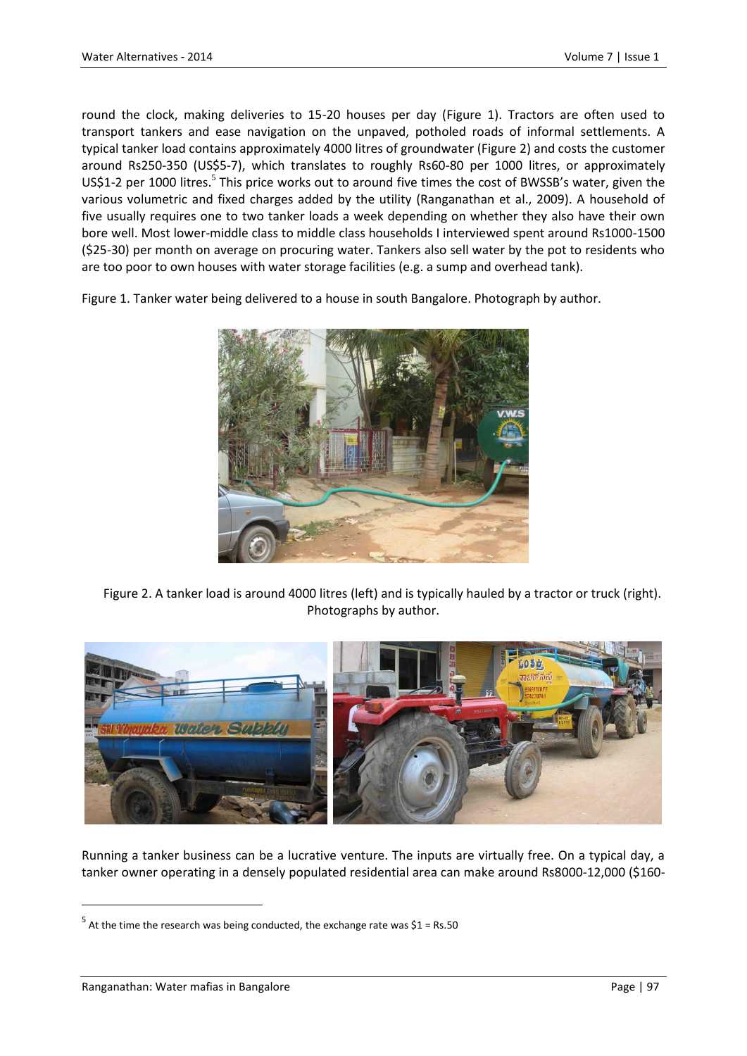round the clock, making deliveries to 15-20 houses per day (Figure 1). Tractors are often used to transport tankers and ease navigation on the unpaved, potholed roads of informal settlements. A typical tanker load contains approximately 4000 litres of groundwater (Figure 2) and costs the customer around Rs250-350 (US$5-7), which translates to roughly Rs60-80 per 1000 litres, or approximately US$1-2 per 1000 litres.[5] This price works out to around five times the cost of BWSSB's water, given the various volumetric and fixed charges added by the utility (Ranganathan et al., 2009). A household of five usually requires one to two tanker loads a week depending on whether they also have their own bore well. Most lower-middle class to middle class households I interviewed spent around Rs1000-1500 ($25-30) per month on average on procuring water. Tankers also sell water by the pot to residents who are too poor to own houses with water storage facilities (e.g. a sump and overhead tank).

Figure 1. Tanker water being delivered to a house in south Bangalore. Photograph by author.

Figure 2. A tanker load is around 4000 litres (left) and is typically hauled by a tractor or truck (right). Photographs by author.

Running a tanker business can be a lucrative venture. The inputs are virtually free. On a typical day, a tanker owner operating in a densely populated residential area can make around Rs8000-12,000 ($160-

[5] At the time the research was being conducted, the exchange rate was $1 = Rs.50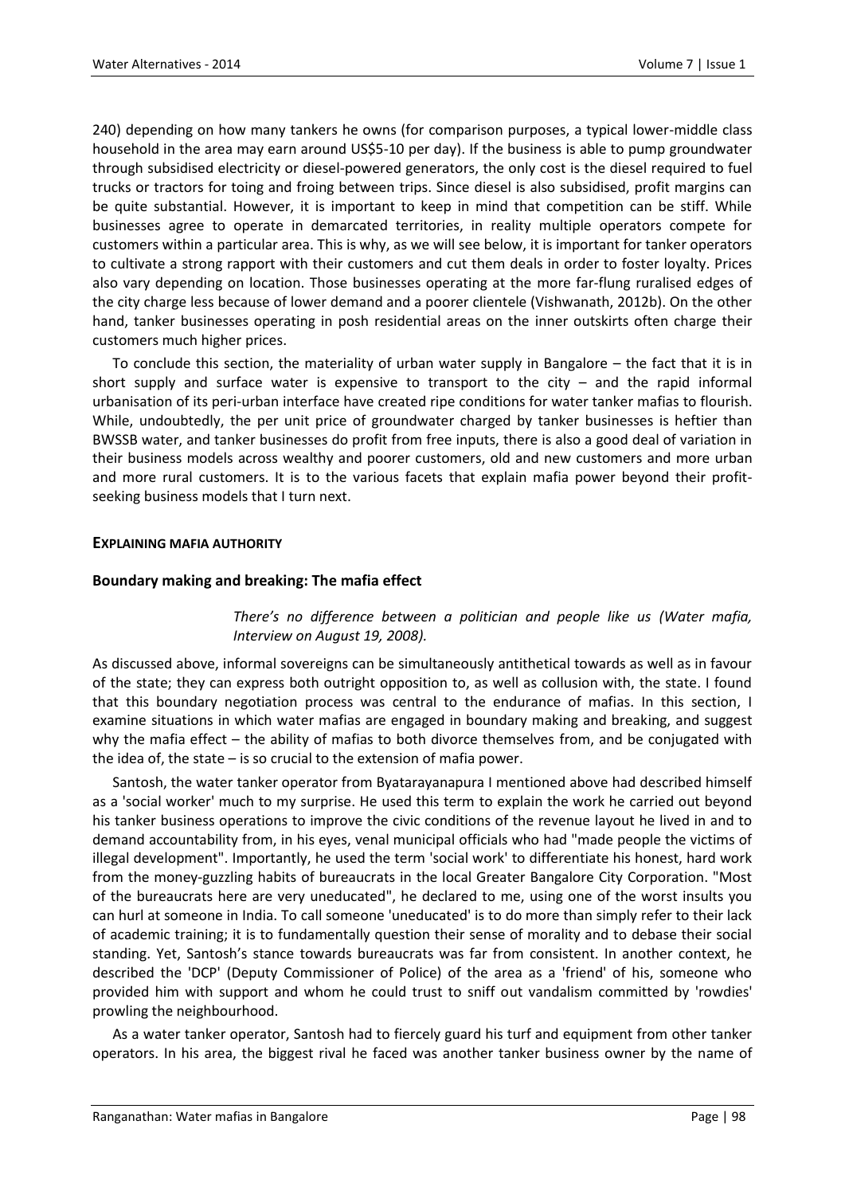240) depending on how many tankers he owns (for comparison purposes, a typical lower-middle class household in the area may earn around US$5-10 per day). If the business is able to pump groundwater through subsidised electricity or diesel-powered generators, the only cost is the diesel required to fuel trucks or tractors for toing and froing between trips. Since diesel is also subsidised, profit margins can be quite substantial. However, it is important to keep in mind that competition can be stiff. While businesses agree to operate in demarcated territories, in reality multiple operators compete for customers within a particular area. This is why, as we will see below, it is important for tanker operators to cultivate a strong rapport with their customers and cut them deals in order to foster loyalty. Prices also vary depending on location. Those businesses operating at the more far-flung ruralised edges of the city charge less because of lower demand and a poorer clientele (Vishwanath, 2012b). On the other hand, tanker businesses operating in posh residential areas on the inner outskirts often charge their customers much higher prices.

To conclude this section, the materiality of urban water supply in Bangalore – the fact that it is in short supply and surface water is expensive to transport to the city – and the rapid informal urbanisation of its peri-urban interface have created ripe conditions for water tanker mafias to flourish. While, undoubtedly, the per unit price of groundwater charged by tanker businesses is heftier than BWSSB water, and tanker businesses do profit from free inputs, there is also a good deal of variation in their business models across wealthy and poorer customers, old and new customers and more urban and more rural customers. It is to the various facets that explain mafia power beyond their profit-seeking business models that I turn next.

## EXPLAINING MAFIA AUTHORITY

### Boundary making and breaking: The mafia effect

> *There's no difference between a politician and people like us (Water mafia, Interview on August 19, 2008).*

As discussed above, informal sovereigns can be simultaneously antithetical towards as well as in favour of the state; they can express both outright opposition to, as well as collusion with, the state. I found that this boundary negotiation process was central to the endurance of mafias. In this section, I examine situations in which water mafias are engaged in boundary making and breaking, and suggest why the mafia effect – the ability of mafias to both divorce themselves from, and be conjugated with the idea of, the state – is so crucial to the extension of mafia power.

Santosh, the water tanker operator from Byatarayanapura I mentioned above had described himself as a 'social worker' much to my surprise. He used this term to explain the work he carried out beyond his tanker business operations to improve the civic conditions of the revenue layout he lived in and to demand accountability from, in his eyes, venal municipal officials who had "made people the victims of illegal development". Importantly, he used the term 'social work' to differentiate his honest, hard work from the money-guzzling habits of bureaucrats in the local Greater Bangalore City Corporation. "Most of the bureaucrats here are very uneducated", he declared to me, using one of the worst insults you can hurl at someone in India. To call someone 'uneducated' is to do more than simply refer to their lack of academic training; it is to fundamentally question their sense of morality and to debase their social standing. Yet, Santosh's stance towards bureaucrats was far from consistent. In another context, he described the 'DCP' (Deputy Commissioner of Police) of the area as a 'friend' of his, someone who provided him with support and whom he could trust to sniff out vandalism committed by 'rowdies' prowling the neighbourhood.

As a water tanker operator, Santosh had to fiercely guard his turf and equipment from other tanker operators. In his area, the biggest rival he faced was another tanker business owner by the name of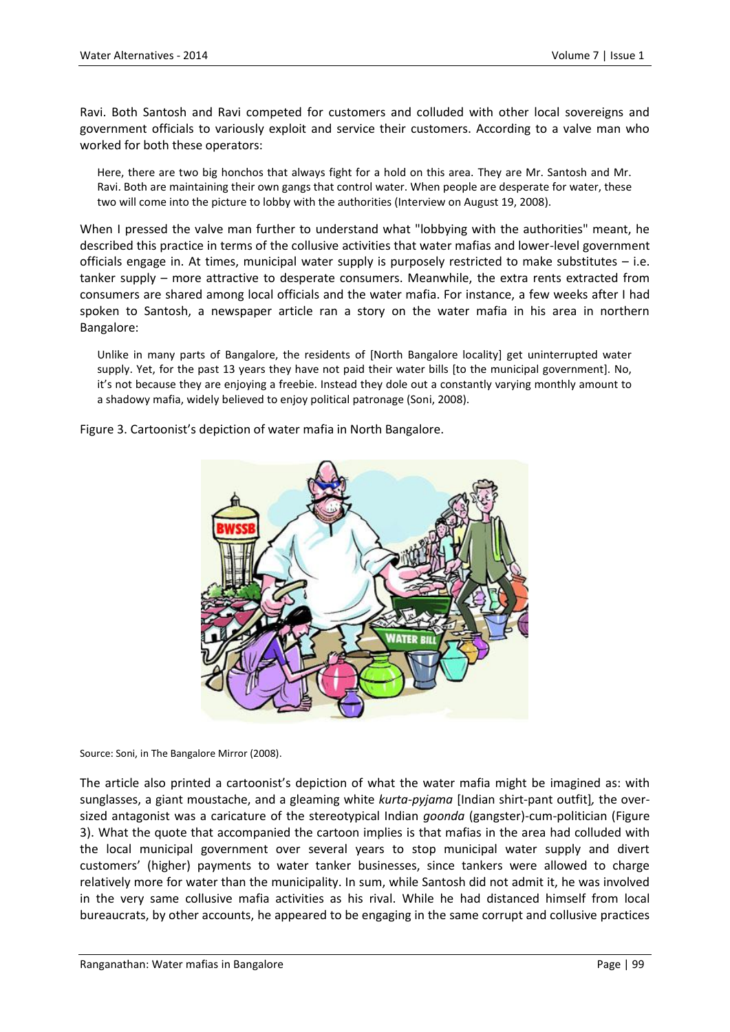Ravi. Both Santosh and Ravi competed for customers and colluded with other local sovereigns and government officials to variously exploit and service their customers. According to a valve man who worked for both these operators:

> Here, there are two big honchos that always fight for a hold on this area. They are Mr. Santosh and Mr. Ravi. Both are maintaining their own gangs that control water. When people are desperate for water, these two will come into the picture to lobby with the authorities (Interview on August 19, 2008).

When I pressed the valve man further to understand what "lobbying with the authorities" meant, he described this practice in terms of the collusive activities that water mafias and lower-level government officials engage in. At times, municipal water supply is purposely restricted to make substitutes – i.e. tanker supply – more attractive to desperate consumers. Meanwhile, the extra rents extracted from consumers are shared among local officials and the water mafia. For instance, a few weeks after I had spoken to Santosh, a newspaper article ran a story on the water mafia in his area in northern Bangalore:

> Unlike in many parts of Bangalore, the residents of [North Bangalore locality] get uninterrupted water supply. Yet, for the past 13 years they have not paid their water bills [to the municipal government]. No, it's not because they are enjoying a freebie. Instead they dole out a constantly varying monthly amount to a shadowy mafia, widely believed to enjoy political patronage (Soni, 2008).

Figure 3. Cartoonist's depiction of water mafia in North Bangalore.

Source: Soni, in The Bangalore Mirror (2008).

The article also printed a cartoonist's depiction of what the water mafia might be imagined as: with sunglasses, a giant moustache, and a gleaming white *kurta-pyjama* [Indian shirt-pant outfit], the over-sized antagonist was a caricature of the stereotypical Indian *goonda* (gangster)-cum-politician (Figure 3). What the quote that accompanied the cartoon implies is that mafias in the area had colluded with the local municipal government over several years to stop municipal water supply and divert customers' (higher) payments to water tanker businesses, since tankers were allowed to charge relatively more for water than the municipality. In sum, while Santosh did not admit it, he was involved in the very same collusive mafia activities as his rival. While he had distanced himself from local bureaucrats, by other accounts, he appeared to be engaging in the same corrupt and collusive practices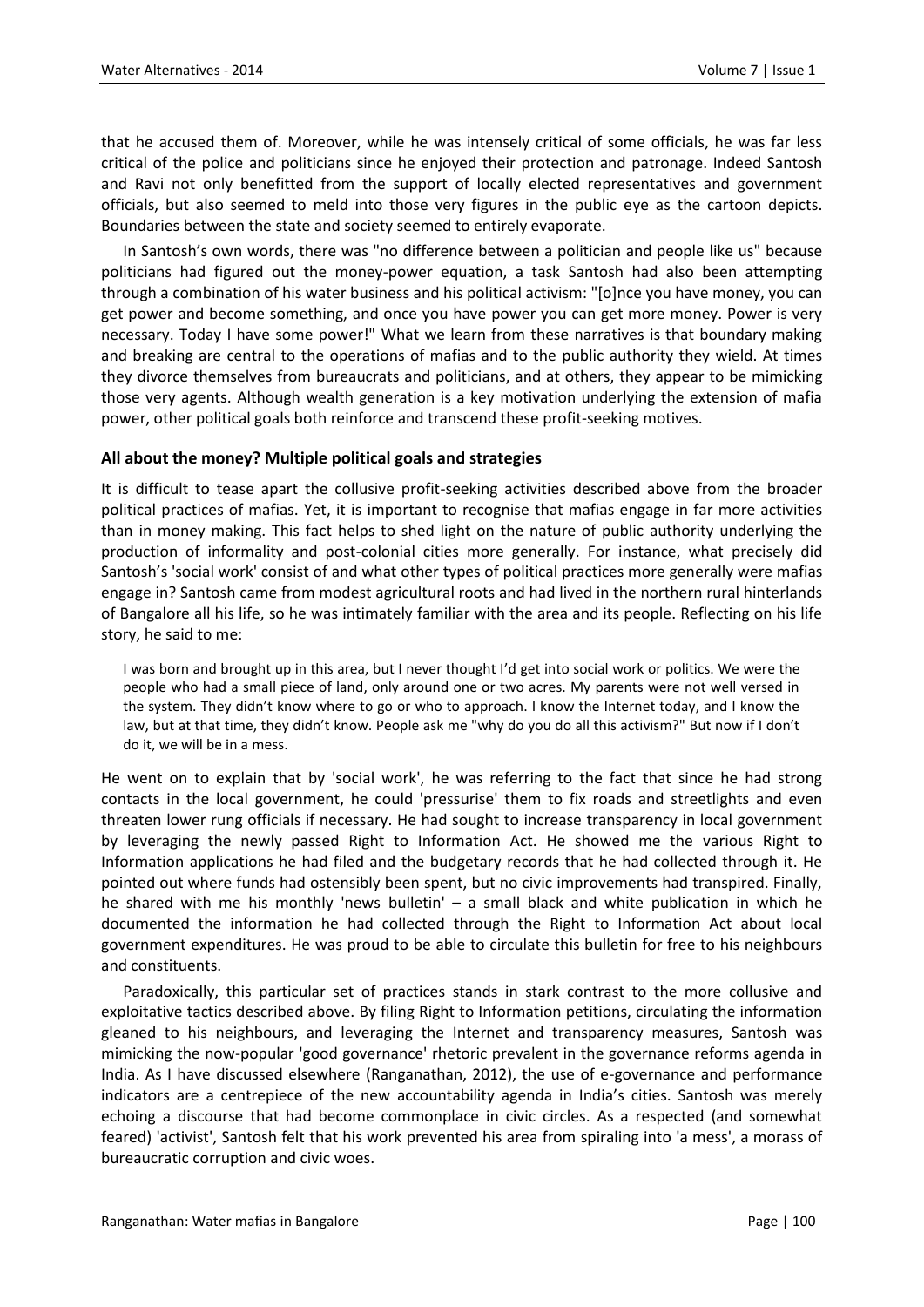that he accused them of. Moreover, while he was intensely critical of some officials, he was far less critical of the police and politicians since he enjoyed their protection and patronage. Indeed Santosh and Ravi not only benefitted from the support of locally elected representatives and government officials, but also seemed to meld into those very figures in the public eye as the cartoon depicts. Boundaries between the state and society seemed to entirely evaporate.

In Santosh's own words, there was "no difference between a politician and people like us" because politicians had figured out the money-power equation, a task Santosh had also been attempting through a combination of his water business and his political activism: "[o]nce you have money, you can get power and become something, and once you have power you can get more money. Power is very necessary. Today I have some power!" What we learn from these narratives is that boundary making and breaking are central to the operations of mafias and to the public authority they wield. At times they divorce themselves from bureaucrats and politicians, and at others, they appear to be mimicking those very agents. Although wealth generation is a key motivation underlying the extension of mafia power, other political goals both reinforce and transcend these profit-seeking motives.

### All about the money? Multiple political goals and strategies

It is difficult to tease apart the collusive profit-seeking activities described above from the broader political practices of mafias. Yet, it is important to recognise that mafias engage in far more activities than in money making. This fact helps to shed light on the nature of public authority underlying the production of informality and post-colonial cities more generally. For instance, what precisely did Santosh's 'social work' consist of and what other types of political practices more generally were mafias engage in? Santosh came from modest agricultural roots and had lived in the northern rural hinterlands of Bangalore all his life, so he was intimately familiar with the area and its people. Reflecting on his life story, he said to me:

> I was born and brought up in this area, but I never thought I'd get into social work or politics. We were the people who had a small piece of land, only around one or two acres. My parents were not well versed in the system. They didn't know where to go or who to approach. I know the Internet today, and I know the law, but at that time, they didn't know. People ask me "why do you do all this activism?" But now if I don't do it, we will be in a mess.

He went on to explain that by 'social work', he was referring to the fact that since he had strong contacts in the local government, he could 'pressurise' them to fix roads and streetlights and even threaten lower rung officials if necessary. He had sought to increase transparency in local government by leveraging the newly passed Right to Information Act. He showed me the various Right to Information applications he had filed and the budgetary records that he had collected through it. He pointed out where funds had ostensibly been spent, but no civic improvements had transpired. Finally, he shared with me his monthly 'news bulletin' – a small black and white publication in which he documented the information he had collected through the Right to Information Act about local government expenditures. He was proud to be able to circulate this bulletin for free to his neighbours and constituents.

Paradoxically, this particular set of practices stands in stark contrast to the more collusive and exploitative tactics described above. By filing Right to Information petitions, circulating the information gleaned to his neighbours, and leveraging the Internet and transparency measures, Santosh was mimicking the now-popular 'good governance' rhetoric prevalent in the governance reforms agenda in India. As I have discussed elsewhere (Ranganathan, 2012), the use of e-governance and performance indicators are a centrepiece of the new accountability agenda in India's cities. Santosh was merely echoing a discourse that had become commonplace in civic circles. As a respected (and somewhat feared) 'activist', Santosh felt that his work prevented his area from spiraling into 'a mess', a morass of bureaucratic corruption and civic woes.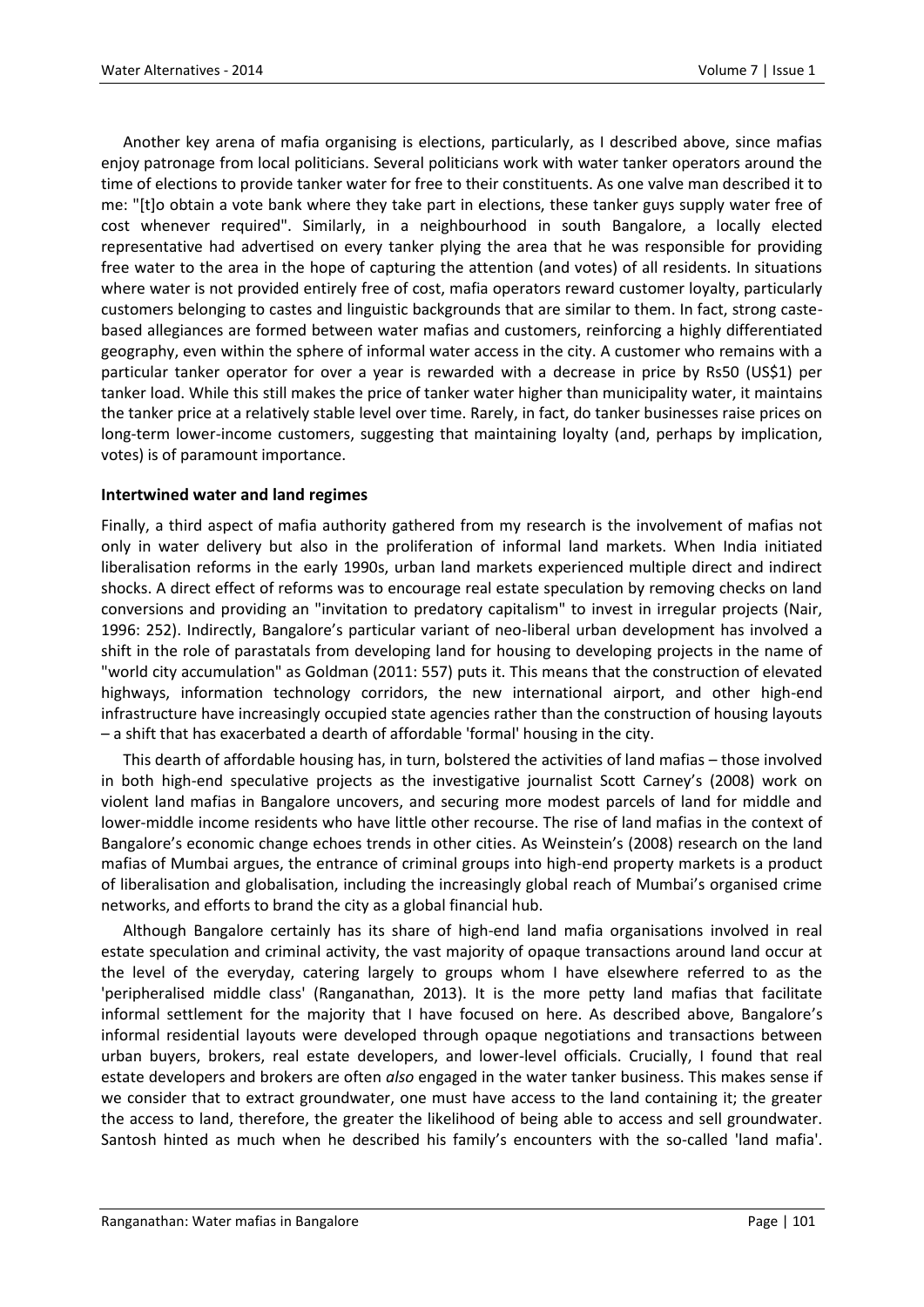Another key arena of mafia organising is elections, particularly, as I described above, since mafias enjoy patronage from local politicians. Several politicians work with water tanker operators around the time of elections to provide tanker water for free to their constituents. As one valve man described it to me: "[t]o obtain a vote bank where they take part in elections, these tanker guys supply water free of cost whenever required". Similarly, in a neighbourhood in south Bangalore, a locally elected representative had advertised on every tanker plying the area that he was responsible for providing free water to the area in the hope of capturing the attention (and votes) of all residents. In situations where water is not provided entirely free of cost, mafia operators reward customer loyalty, particularly customers belonging to castes and linguistic backgrounds that are similar to them. In fact, strong caste-based allegiances are formed between water mafias and customers, reinforcing a highly differentiated geography, even within the sphere of informal water access in the city. A customer who remains with a particular tanker operator for over a year is rewarded with a decrease in price by Rs50 (US$1) per tanker load. While this still makes the price of tanker water higher than municipality water, it maintains the tanker price at a relatively stable level over time. Rarely, in fact, do tanker businesses raise prices on long-term lower-income customers, suggesting that maintaining loyalty (and, perhaps by implication, votes) is of paramount importance.

**Intertwined water and land regimes**

Finally, a third aspect of mafia authority gathered from my research is the involvement of mafias not only in water delivery but also in the proliferation of informal land markets. When India initiated liberalisation reforms in the early 1990s, urban land markets experienced multiple direct and indirect shocks. A direct effect of reforms was to encourage real estate speculation by removing checks on land conversions and providing an "invitation to predatory capitalism" to invest in irregular projects (Nair, 1996: 252). Indirectly, Bangalore's particular variant of neo-liberal urban development has involved a shift in the role of parastatals from developing land for housing to developing projects in the name of "world city accumulation" as Goldman (2011: 557) puts it. This means that the construction of elevated highways, information technology corridors, the new international airport, and other high-end infrastructure have increasingly occupied state agencies rather than the construction of housing layouts – a shift that has exacerbated a dearth of affordable 'formal' housing in the city.

This dearth of affordable housing has, in turn, bolstered the activities of land mafias – those involved in both high-end speculative projects as the investigative journalist Scott Carney's (2008) work on violent land mafias in Bangalore uncovers, and securing more modest parcels of land for middle and lower-middle income residents who have little other recourse. The rise of land mafias in the context of Bangalore's economic change echoes trends in other cities. As Weinstein's (2008) research on the land mafias of Mumbai argues, the entrance of criminal groups into high-end property markets is a product of liberalisation and globalisation, including the increasingly global reach of Mumbai's organised crime networks, and efforts to brand the city as a global financial hub.

Although Bangalore certainly has its share of high-end land mafia organisations involved in real estate speculation and criminal activity, the vast majority of opaque transactions around land occur at the level of the everyday, catering largely to groups whom I have elsewhere referred to as the 'peripheralised middle class' (Ranganathan, 2013). It is the more petty land mafias that facilitate informal settlement for the majority that I have focused on here. As described above, Bangalore's informal residential layouts were developed through opaque negotiations and transactions between urban buyers, brokers, real estate developers, and lower-level officials. Crucially, I found that real estate developers and brokers are often *also* engaged in the water tanker business. This makes sense if we consider that to extract groundwater, one must have access to the land containing it; the greater the access to land, therefore, the greater the likelihood of being able to access and sell groundwater. Santosh hinted as much when he described his family's encounters with the so-called 'land mafia'.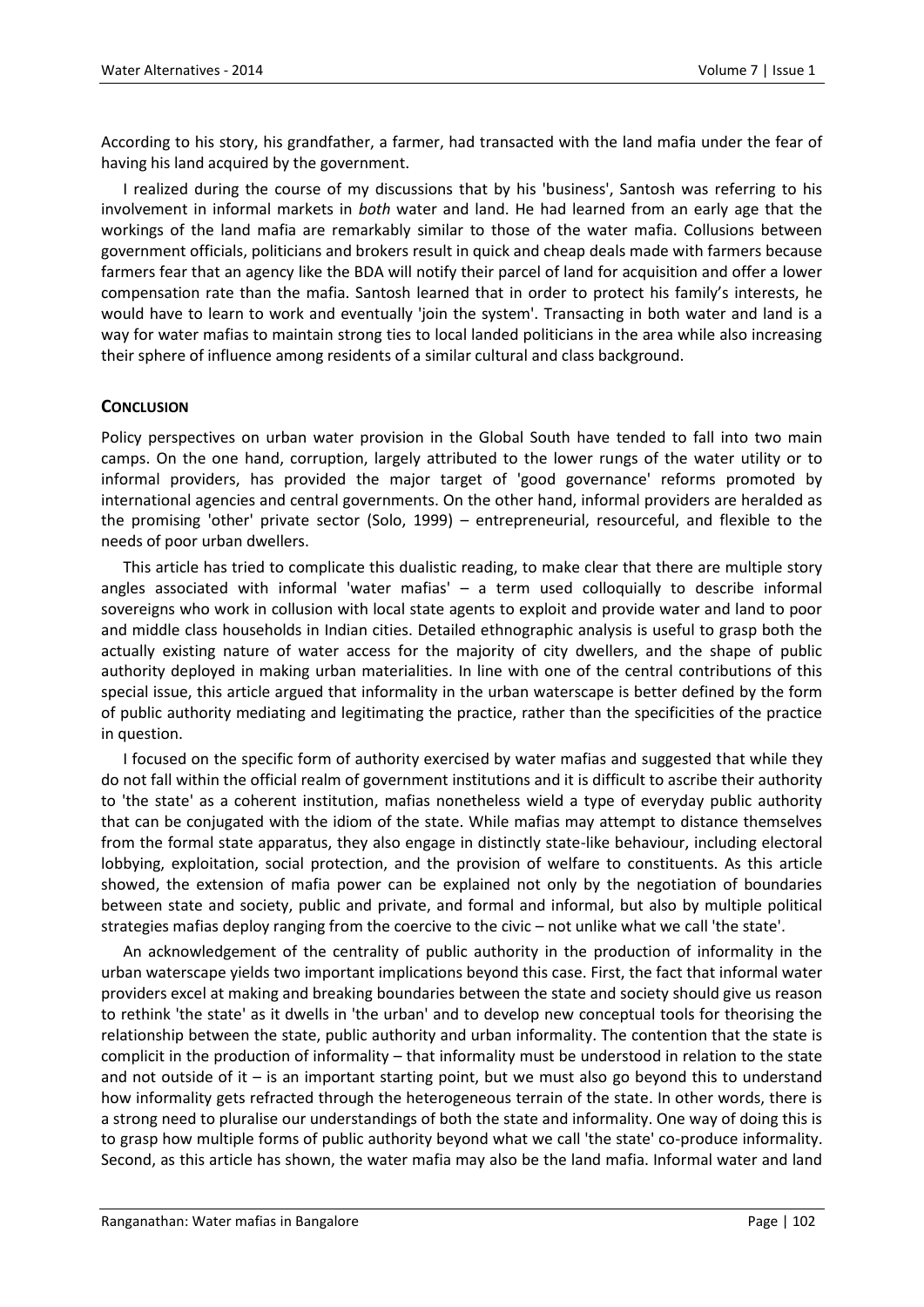According to his story, his grandfather, a farmer, had transacted with the land mafia under the fear of having his land acquired by the government.

I realized during the course of my discussions that by his 'business', Santosh was referring to his involvement in informal markets in *both* water and land. He had learned from an early age that the workings of the land mafia are remarkably similar to those of the water mafia. Collusions between government officials, politicians and brokers result in quick and cheap deals made with farmers because farmers fear that an agency like the BDA will notify their parcel of land for acquisition and offer a lower compensation rate than the mafia. Santosh learned that in order to protect his family's interests, he would have to learn to work and eventually 'join the system'. Transacting in both water and land is a way for water mafias to maintain strong ties to local landed politicians in the area while also increasing their sphere of influence among residents of a similar cultural and class background.

## CONCLUSION

Policy perspectives on urban water provision in the Global South have tended to fall into two main camps. On the one hand, corruption, largely attributed to the lower rungs of the water utility or to informal providers, has provided the major target of 'good governance' reforms promoted by international agencies and central governments. On the other hand, informal providers are heralded as the promising 'other' private sector (Solo, 1999) – entrepreneurial, resourceful, and flexible to the needs of poor urban dwellers.

This article has tried to complicate this dualistic reading, to make clear that there are multiple story angles associated with informal 'water mafias' – a term used colloquially to describe informal sovereigns who work in collusion with local state agents to exploit and provide water and land to poor and middle class households in Indian cities. Detailed ethnographic analysis is useful to grasp both the actually existing nature of water access for the majority of city dwellers, and the shape of public authority deployed in making urban materialities. In line with one of the central contributions of this special issue, this article argued that informality in the urban waterscape is better defined by the form of public authority mediating and legitimating the practice, rather than the specificities of the practice in question.

I focused on the specific form of authority exercised by water mafias and suggested that while they do not fall within the official realm of government institutions and it is difficult to ascribe their authority to 'the state' as a coherent institution, mafias nonetheless wield a type of everyday public authority that can be conjugated with the idiom of the state. While mafias may attempt to distance themselves from the formal state apparatus, they also engage in distinctly state-like behaviour, including electoral lobbying, exploitation, social protection, and the provision of welfare to constituents. As this article showed, the extension of mafia power can be explained not only by the negotiation of boundaries between state and society, public and private, and formal and informal, but also by multiple political strategies mafias deploy ranging from the coercive to the civic – not unlike what we call 'the state'.

An acknowledgement of the centrality of public authority in the production of informality in the urban waterscape yields two important implications beyond this case. First, the fact that informal water providers excel at making and breaking boundaries between the state and society should give us reason to rethink 'the state' as it dwells in 'the urban' and to develop new conceptual tools for theorising the relationship between the state, public authority and urban informality. The contention that the state is complicit in the production of informality – that informality must be understood in relation to the state and not outside of it – is an important starting point, but we must also go beyond this to understand how informality gets refracted through the heterogeneous terrain of the state. In other words, there is a strong need to pluralise our understandings of both the state and informality. One way of doing this is to grasp how multiple forms of public authority beyond what we call 'the state' co-produce informality. Second, as this article has shown, the water mafia may also be the land mafia. Informal water and land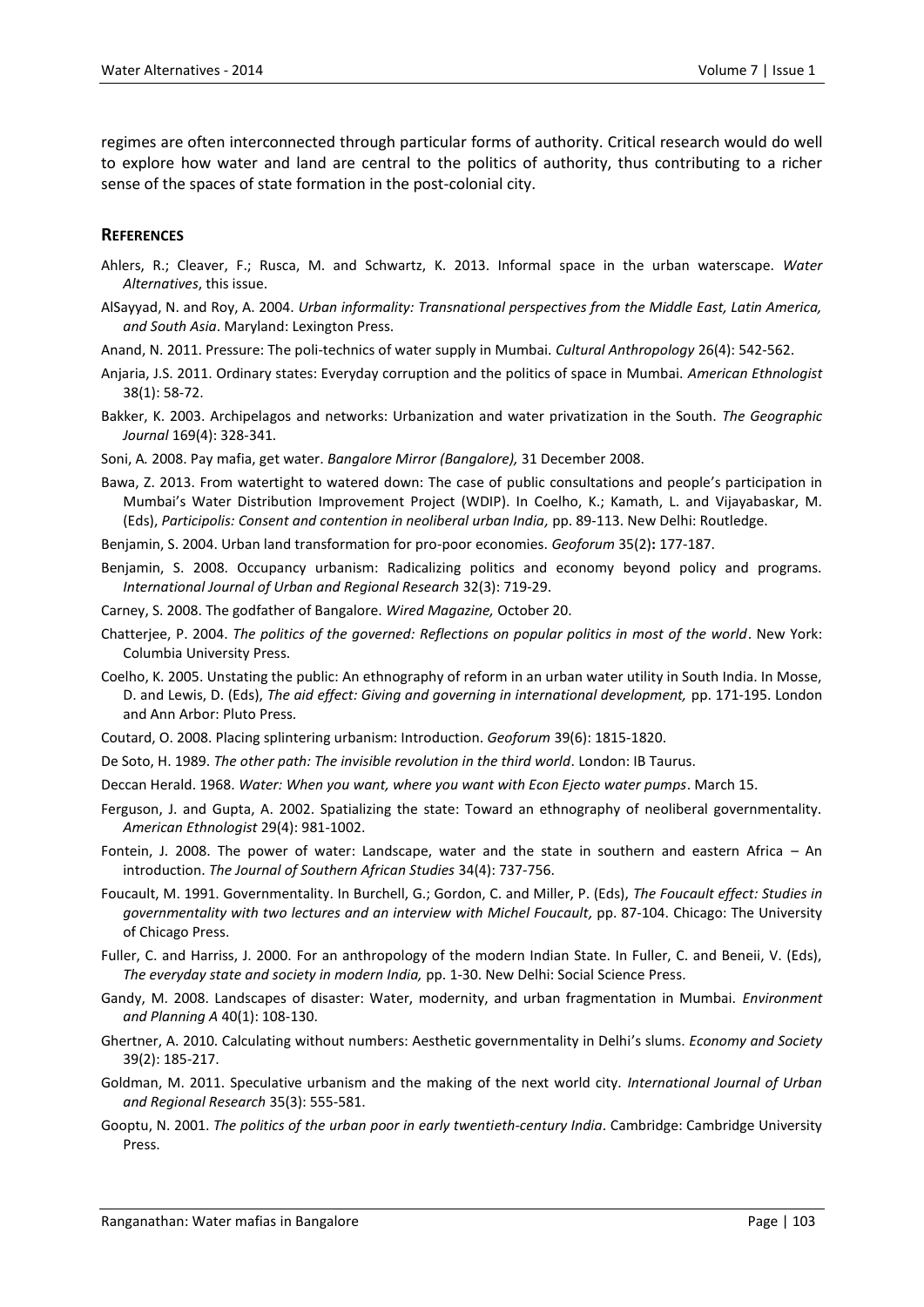regimes are often interconnected through particular forms of authority. Critical research would do well to explore how water and land are central to the politics of authority, thus contributing to a richer sense of the spaces of state formation in the post-colonial city.

## REFERENCES

Ahlers, R.; Cleaver, F.; Rusca, M. and Schwartz, K. 2013. Informal space in the urban waterscape. *Water Alternatives*, this issue.

AlSayyad, N. and Roy, A. 2004. *Urban informality: Transnational perspectives from the Middle East, Latin America, and South Asia*. Maryland: Lexington Press.

Anand, N. 2011. Pressure: The poli-technics of water supply in Mumbai. *Cultural Anthropology* 26(4): 542-562.

Anjaria, J.S. 2011. Ordinary states: Everyday corruption and the politics of space in Mumbai. *American Ethnologist* 38(1): 58-72.

Bakker, K. 2003. Archipelagos and networks: Urbanization and water privatization in the South. *The Geographic Journal* 169(4): 328-341.

Soni, A. 2008. Pay mafia, get water. *Bangalore Mirror (Bangalore),* 31 December 2008.

Bawa, Z. 2013. From watertight to watered down: The case of public consultations and people's participation in Mumbai's Water Distribution Improvement Project (WDIP). In Coelho, K.; Kamath, L. and Vijayabaskar, M. (Eds), *Participolis: Consent and contention in neoliberal urban India,* pp. 89-113. New Delhi: Routledge.

Benjamin, S. 2004. Urban land transformation for pro-poor economies. *Geoforum* 35(2)**:** 177-187.

Benjamin, S. 2008. Occupancy urbanism: Radicalizing politics and economy beyond policy and programs. *International Journal of Urban and Regional Research* 32(3): 719-29.

Carney, S. 2008. The godfather of Bangalore. *Wired Magazine,* October 20.

Chatterjee, P. 2004. *The politics of the governed: Reflections on popular politics in most of the world*. New York: Columbia University Press.

Coelho, K. 2005. Unstating the public: An ethnography of reform in an urban water utility in South India. In Mosse, D. and Lewis, D. (Eds), *The aid effect: Giving and governing in international development,* pp. 171-195. London and Ann Arbor: Pluto Press.

Coutard, O. 2008. Placing splintering urbanism: Introduction. *Geoforum* 39(6): 1815-1820.

De Soto, H. 1989. *The other path: The invisible revolution in the third world*. London: IB Taurus.

Deccan Herald. 1968. *Water: When you want, where you want with Econ Ejecto water pumps*. March 15.

Ferguson, J. and Gupta, A. 2002. Spatializing the state: Toward an ethnography of neoliberal governmentality. *American Ethnologist* 29(4): 981-1002.

Fontein, J. 2008. The power of water: Landscape, water and the state in southern and eastern Africa – An introduction. *The Journal of Southern African Studies* 34(4): 737-756.

Foucault, M. 1991. Governmentality. In Burchell, G.; Gordon, C. and Miller, P. (Eds), *The Foucault effect: Studies in governmentality with two lectures and an interview with Michel Foucault,* pp. 87-104. Chicago: The University of Chicago Press.

Fuller, C. and Harriss, J. 2000. For an anthropology of the modern Indian State. In Fuller, C. and Beneii, V. (Eds), *The everyday state and society in modern India,* pp. 1-30. New Delhi: Social Science Press.

Gandy, M. 2008. Landscapes of disaster: Water, modernity, and urban fragmentation in Mumbai. *Environment and Planning A* 40(1): 108-130.

Ghertner, A. 2010. Calculating without numbers: Aesthetic governmentality in Delhi's slums. *Economy and Society* 39(2): 185-217.

Goldman, M. 2011. Speculative urbanism and the making of the next world city. *International Journal of Urban and Regional Research* 35(3): 555-581.

Gooptu, N. 2001. *The politics of the urban poor in early twentieth-century India*. Cambridge: Cambridge University Press.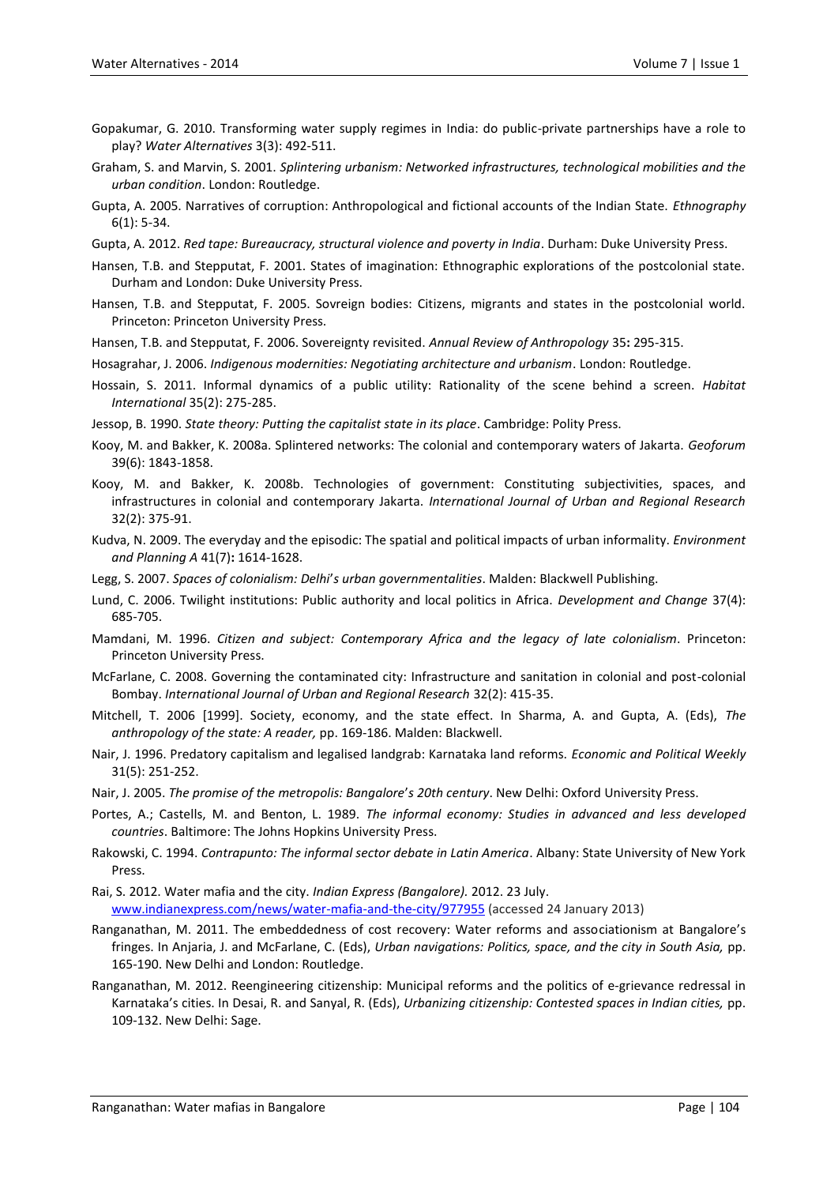Gopakumar, G. 2010. Transforming water supply regimes in India: do public-private partnerships have a role to play? *Water Alternatives* 3(3): 492-511.

Graham, S. and Marvin, S. 2001. *Splintering urbanism: Networked infrastructures, technological mobilities and the urban condition*. London: Routledge.

Gupta, A. 2005. Narratives of corruption: Anthropological and fictional accounts of the Indian State. *Ethnography* 6(1): 5-34.

Gupta, A. 2012. *Red tape: Bureaucracy, structural violence and poverty in India*. Durham: Duke University Press.

Hansen, T.B. and Stepputat, F. 2001. States of imagination: Ethnographic explorations of the postcolonial state. Durham and London: Duke University Press.

Hansen, T.B. and Stepputat, F. 2005. Sovereign bodies: Citizens, migrants and states in the postcolonial world. Princeton: Princeton University Press.

Hansen, T.B. and Stepputat, F. 2006. Sovereignty revisited. *Annual Review of Anthropology* 35**:** 295-315.

Hosagrahar, J. 2006. *Indigenous modernities: Negotiating architecture and urbanism*. London: Routledge.

Hossain, S. 2011. Informal dynamics of a public utility: Rationality of the scene behind a screen. *Habitat International* 35(2): 275-285.

Jessop, B. 1990. *State theory: Putting the capitalist state in its place*. Cambridge: Polity Press.

Kooy, M. and Bakker, K. 2008a. Splintered networks: The colonial and contemporary waters of Jakarta. *Geoforum* 39(6): 1843-1858.

Kooy, M. and Bakker, K. 2008b. Technologies of government: Constituting subjectivities, spaces, and infrastructures in colonial and contemporary Jakarta. *International Journal of Urban and Regional Research* 32(2): 375-91.

Kudva, N. 2009. The everyday and the episodic: The spatial and political impacts of urban informality. *Environment and Planning A* 41(7)**:** 1614-1628.

Legg, S. 2007. *Spaces of colonialism: Delhi's urban governmentalities*. Malden: Blackwell Publishing.

Lund, C. 2006. Twilight institutions: Public authority and local politics in Africa. *Development and Change* 37(4): 685-705.

Mamdani, M. 1996. *Citizen and subject: Contemporary Africa and the legacy of late colonialism*. Princeton: Princeton University Press.

McFarlane, C. 2008. Governing the contaminated city: Infrastructure and sanitation in colonial and post-colonial Bombay. *International Journal of Urban and Regional Research* 32(2): 415-35.

Mitchell, T. 2006 [1999]. Society, economy, and the state effect. In Sharma, A. and Gupta, A. (Eds), *The anthropology of the state: A reader,* pp. 169-186. Malden: Blackwell.

Nair, J. 1996. Predatory capitalism and legalised landgrab: Karnataka land reforms. *Economic and Political Weekly* 31(5): 251-252.

Nair, J. 2005. *The promise of the metropolis: Bangalore's 20th century*. New Delhi: Oxford University Press.

Portes, A.; Castells, M. and Benton, L. 1989. *The informal economy: Studies in advanced and less developed countries*. Baltimore: The Johns Hopkins University Press.

Rakowski, C. 1994. *Contrapunto: The informal sector debate in Latin America*. Albany: State University of New York Press.

Rai, S. 2012. Water mafia and the city. *Indian Express (Bangalore).* 2012. 23 July. www.indianexpress.com/news/water-mafia-and-the-city/977955 (accessed 24 January 2013)

Ranganathan, M. 2011. The embeddedness of cost recovery: Water reforms and associationism at Bangalore's fringes. In Anjaria, J. and McFarlane, C. (Eds), *Urban navigations: Politics, space, and the city in South Asia,* pp. 165-190. New Delhi and London: Routledge.

Ranganathan, M. 2012. Reengineering citizenship: Municipal reforms and the politics of e-grievance redressal in Karnataka's cities. In Desai, R. and Sanyal, R. (Eds), *Urbanizing citizenship: Contested spaces in Indian cities,* pp. 109-132. New Delhi: Sage.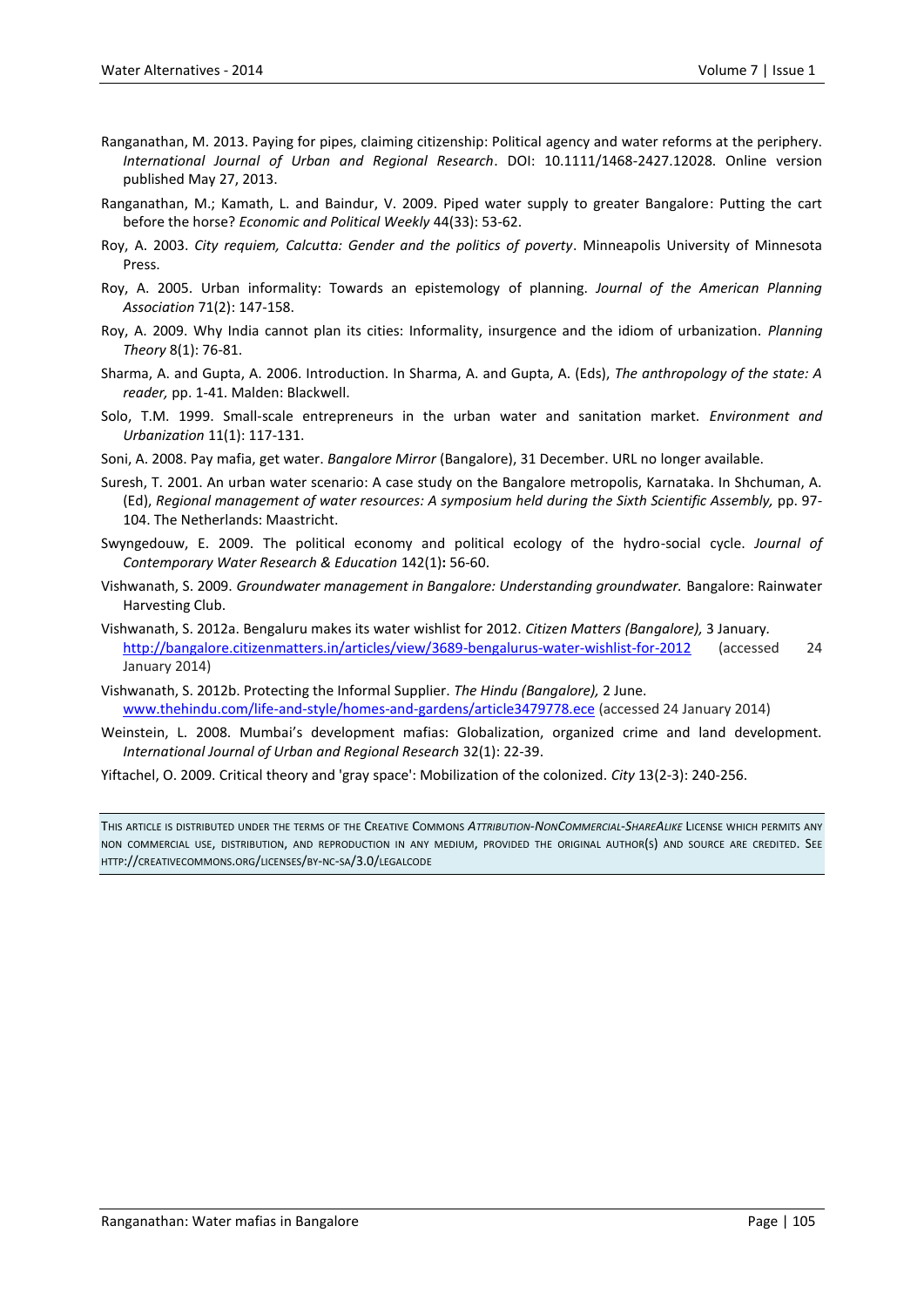Ranganathan, M. 2013. Paying for pipes, claiming citizenship: Political agency and water reforms at the periphery. *International Journal of Urban and Regional Research*. DOI: 10.1111/1468-2427.12028. Online version published May 27, 2013.

Ranganathan, M.; Kamath, L. and Baindur, V. 2009. Piped water supply to greater Bangalore: Putting the cart before the horse? *Economic and Political Weekly* 44(33): 53-62.

Roy, A. 2003. *City requiem, Calcutta: Gender and the politics of poverty*. Minneapolis University of Minnesota Press.

Roy, A. 2005. Urban informality: Towards an epistemology of planning. *Journal of the American Planning Association* 71(2): 147-158.

Roy, A. 2009. Why India cannot plan its cities: Informality, insurgence and the idiom of urbanization. *Planning Theory* 8(1): 76-81.

Sharma, A. and Gupta, A. 2006. Introduction. In Sharma, A. and Gupta, A. (Eds), *The anthropology of the state: A reader,* pp. 1-41. Malden: Blackwell.

Solo, T.M. 1999. Small-scale entrepreneurs in the urban water and sanitation market. *Environment and Urbanization* 11(1): 117-131.

Soni, A. 2008. Pay mafia, get water. *Bangalore Mirror* (Bangalore), 31 December. URL no longer available.

Suresh, T. 2001. An urban water scenario: A case study on the Bangalore metropolis, Karnataka. In Shchuman, A. (Ed), *Regional management of water resources: A symposium held during the Sixth Scientific Assembly,* pp. 97-104. The Netherlands: Maastricht.

Swyngedouw, E. 2009. The political economy and political ecology of the hydro-social cycle. *Journal of Contemporary Water Research & Education* 142(1)**:** 56-60.

Vishwanath, S. 2009. *Groundwater management in Bangalore: Understanding groundwater.* Bangalore: Rainwater Harvesting Club.

Vishwanath, S. 2012a. Bengaluru makes its water wishlist for 2012. *Citizen Matters (Bangalore),* 3 January. http://bangalore.citizenmatters.in/articles/view/3689-bengalurus-water-wishlist-for-2012 (accessed 24 January 2014)

Vishwanath, S. 2012b. Protecting the Informal Supplier. *The Hindu (Bangalore),* 2 June. www.thehindu.com/life-and-style/homes-and-gardens/article3479778.ece (accessed 24 January 2014)

Weinstein, L. 2008. Mumbai's development mafias: Globalization, organized crime and land development. *International Journal of Urban and Regional Research* 32(1): 22-39.

Yiftachel, O. 2009. Critical theory and 'gray space': Mobilization of the colonized. *City* 13(2-3): 240-256.

THIS ARTICLE IS DISTRIBUTED UNDER THE TERMS OF THE CREATIVE COMMONS *ATTRIBUTION-NONCOMMERCIAL-SHAREALIKE* LICENSE WHICH PERMITS ANY NON COMMERCIAL USE, DISTRIBUTION, AND REPRODUCTION IN ANY MEDIUM, PROVIDED THE ORIGINAL AUTHOR(S) AND SOURCE ARE CREDITED. SEE HTTP://CREATIVECOMMONS.ORG/LICENSES/BY-NC-SA/3.0/LEGALCODE